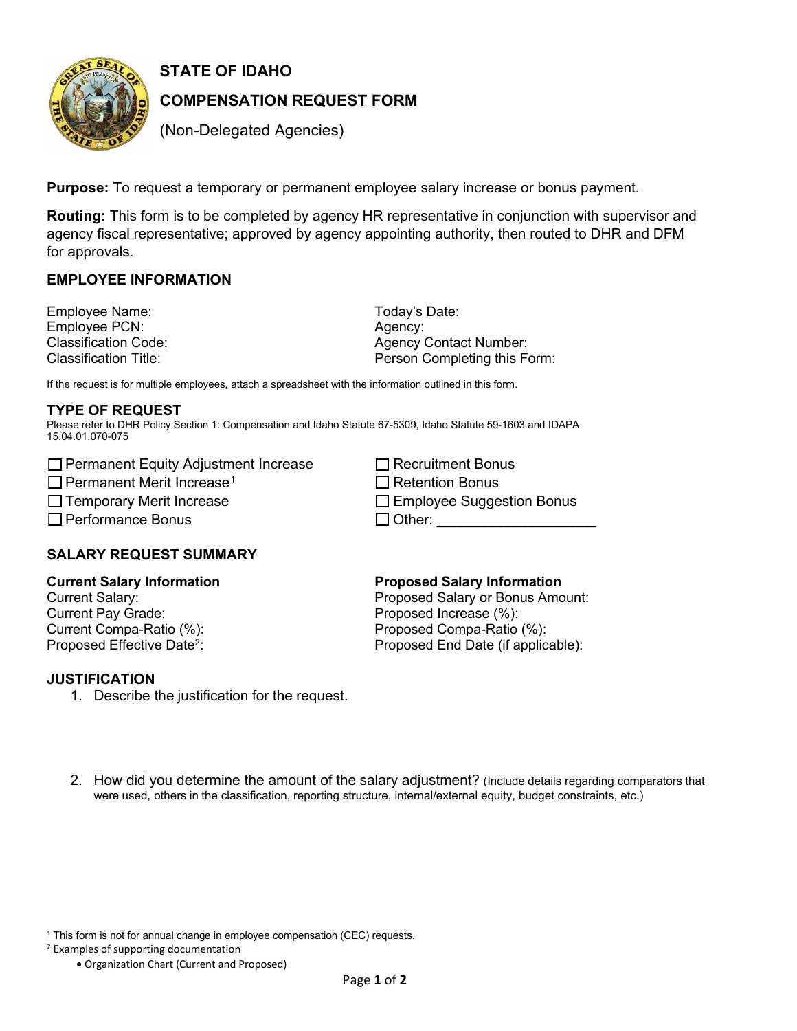# STATE OF IDAHO

## COMPENSATION REQUEST FORM

(Non-Delegated Agencies)

**Purpose:** To request a temporary or permanent employee salary increase or bonus payment.

**Routing:** This form is to be completed by agency HR representative in conjunction with supervisor and agency fiscal representative; approved by agency appointing authority, then routed to DHR and DFM for approvals.

## EMPLOYEE INFORMATION

Employee Name:
Employee PCN:
Classification Code:
Classification Title:

Today's Date:
Agency:
Agency Contact Number:
Person Completing this Form:

If the request is for multiple employees, attach a spreadsheet with the information outlined in this form.

## TYPE OF REQUEST

Please refer to DHR Policy Section 1: Compensation and Idaho Statute 67-5309, Idaho Statute 59-1603 and IDAPA 15.04.01.070-075

☐ Permanent Equity Adjustment Increase
☐ Permanent Merit Increase[1]
☐ Temporary Merit Increase
☐ Performance Bonus

☐ Recruitment Bonus
☐ Retention Bonus
☐ Employee Suggestion Bonus
☐ Other: ____________________

## SALARY REQUEST SUMMARY

**Current Salary Information**
Current Salary:
Current Pay Grade:
Current Compa-Ratio (%):
Proposed Effective Date[2]:

**Proposed Salary Information**
Proposed Salary or Bonus Amount:
Proposed Increase (%):
Proposed Compa-Ratio (%):
Proposed End Date (if applicable):

## JUSTIFICATION

1. Describe the justification for the request.

2. How did you determine the amount of the salary adjustment? (Include details regarding comparators that were used, others in the classification, reporting structure, internal/external equity, budget constraints, etc.)

[1] This form is not for annual change in employee compensation (CEC) requests.

[2] Examples of supporting documentation

- Organization Chart (Current and Proposed)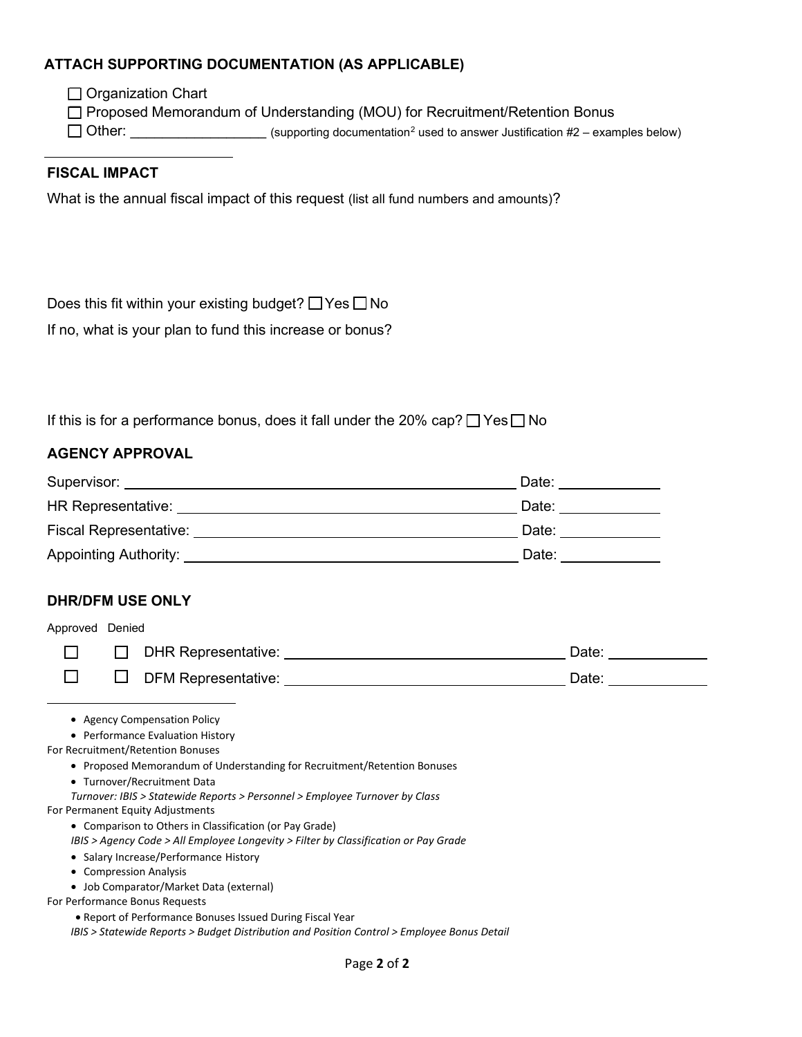**ATTACH SUPPORTING DOCUMENTATION (AS APPLICABLE)**

- ☐ Organization Chart
- ☐ Proposed Memorandum of Understanding (MOU) for Recruitment/Retention Bonus
- ☐ Other: _________________ (supporting documentation[2] used to answer Justification #2 – examples below)

## FISCAL IMPACT

What is the annual fiscal impact of this request (list all fund numbers and amounts)?

Does this fit within your existing budget? ☐ Yes ☐ No

If no, what is your plan to fund this increase or bonus?

If this is for a performance bonus, does it fall under the 20% cap? ☐ Yes ☐ No

## AGENCY APPROVAL

Supervisor: ______________________________________ Date: __________

HR Representative: ______________________________________ Date: __________

Fiscal Representative: ______________________________________ Date: __________

Appointing Authority: ______________________________________ Date: __________

## DHR/DFM USE ONLY

| Approved | Denied | | |
|---|---|---|---|
| ☐ | ☐ | DHR Representative: ______________________________ | Date: __________ |
| ☐ | ☐ | DFM Representative: ______________________________ | Date: __________ |

---

- Agency Compensation Policy
- Performance Evaluation History

For Recruitment/Retention Bonuses

- Proposed Memorandum of Understanding for Recruitment/Retention Bonuses
- Turnover/Recruitment Data

*Turnover: IBIS > Statewide Reports > Personnel > Employee Turnover by Class*

For Permanent Equity Adjustments

- Comparison to Others in Classification (or Pay Grade)

*IBIS > Agency Code > All Employee Longevity > Filter by Classification or Pay Grade*

- Salary Increase/Performance History
- Compression Analysis
- Job Comparator/Market Data (external)

For Performance Bonus Requests

- Report of Performance Bonuses Issued During Fiscal Year

*IBIS > Statewide Reports > Budget Distribution and Position Control > Employee Bonus Detail*